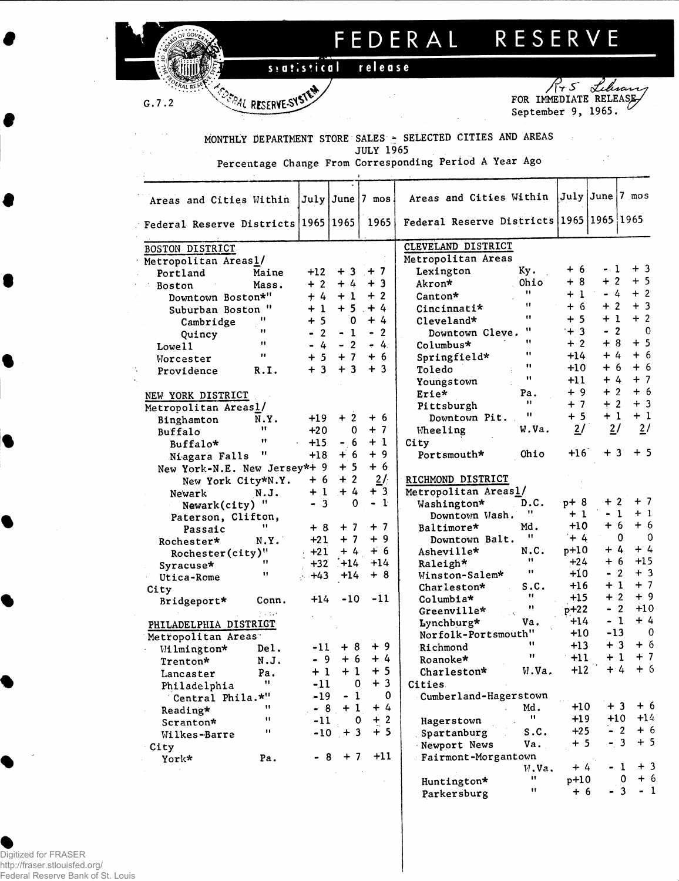# FEDERAL RESERVE

statistical release

G.7.2

FOR IMMEDIATE RELEASE
September 9, 1965.

MONTHLY DEPARTMENT STORE SALES - SELECTED CITIES AND AREAS
JULY 1965
Percentage Change From Corresponding Period A Year Ago

| Areas and Cities Within Federal Reserve Districts | | July 1965 | June 1965 | 7 mos 1965 |
|---|---|---|---|---|
| **BOSTON DISTRICT** | | | | |
| Metropolitan Areas1/ | | | | |
| Portland | Maine | +12 | + 3 | + 7 |
| Boston | Mass. | + 2 | + 4 | + 3 |
| Downtown Boston* | " | + 4 | + 1 | + 2 |
| Suburban Boston | " | + 1 | + 5 | + 4 |
| Cambridge | " | + 5 | 0 | + 4 |
| Quincy | " | - 2 | - 1 | - 2 |
| Lowell | " | - 4 | - 2 | - 4 |
| Worcester | " | + 5 | + 7 | + 6 |
| Providence | R.I. | + 3 | + 3 | + 3 |
| **NEW YORK DISTRICT** | | | | |
| Metropolitan Areas1/ | | | | |
| Binghamton | N.Y. | +19 | + 2 | + 6 |
| Buffalo | " | +20 | 0 | + 7 |
| Buffalo* | " | +15 | - 6 | + 1 |
| Niagara Falls | " | +18 | + 6 | + 9 |
| New York-N.E. New Jersey* | | + 9 | + 5 | + 6 |
| New York City* | N.Y. | + 6 | + 2 | 2/ |
| Newark | N.J. | + 1 | + 4 | + 3 |
| Newark(city) | " | - 3 | 0 | - 1 |
| Paterson, Clifton, Passaic | " | + 8 | + 7 | + 7 |
| Rochester* | N.Y. | +21 | + 7 | + 9 |
| Rochester(city) | " | +21 | + 4 | + 6 |
| Syracuse* | " | +32 | +14 | +14 |
| Utica-Rome | " | +43 | +14 | + 8 |
| City | | | | |
| Bridgeport* | Conn. | +14 | -10 | -11 |
| **PHILADELPHIA DISTRICT** | | | | |
| Metropolitan Areas | | | | |
| Wilmington* | Del. | -11 | + 8 | + 9 |
| Trenton* | N.J. | - 9 | + 6 | + 4 |
| Lancaster | Pa. | + 1 | + 1 | + 5 |
| Philadelphia | " | -11 | 0 | + 3 |
| Central Phila.* | " | -19 | - 1 | 0 |
| Reading* | " | - 8 | + 1 | + 4 |
| Scranton* | " | -11 | 0 | + 2 |
| Wilkes-Barre | " | -10 | + 3 | + 5 |
| City | | | | |
| York* | Pa. | - 8 | + 7 | +11 |
| **CLEVELAND DISTRICT** | | | | |
| Metropolitan Areas | | | | |
| Lexington | Ky. | + 6 | - 1 | + 3 |
| Akron* | Ohio | + 8 | + 2 | + 5 |
| Canton* | " | + 1 | - 4 | + 2 |
| Cincinnati* | " | + 6 | + 2 | + 3 |
| Cleveland* | " | + 5 | + 1 | + 2 |
| Downtown Cleve. | " | + 3 | - 2 | 0 |
| Columbus* | " | + 2 | + 8 | + 5 |
| Springfield* | " | +14 | + 4 | + 6 |
| Toledo | " | +10 | + 6 | + 6 |
| Youngstown | " | +11 | + 4 | + 7 |
| Erie* | Pa. | + 9 | + 2 | + 6 |
| Pittsburgh | " | + 7 | + 2 | + 3 |
| Downtown Pit. | " | + 5 | + 1 | + 1 |
| Wheeling | W.Va. | 2/ | 2/ | 2/ |
| City | | | | |
| Portsmouth* | Ohio | +16 | + 3 | + 5 |
| **RICHMOND DISTRICT** | | | | |
| Metropolitan Areas1/ | | | | |
| Washington* | D.C. | p+ 8 | + 2 | + 7 |
| Downtown Wash. | " | + 1 | - 1 | + 1 |
| Baltimore* | Md. | +10 | + 6 | + 6 |
| Downtown Balt. | " | + 4 | 0 | 0 |
| Asheville* | N.C. | p+10 | + 4 | + 4 |
| Raleigh* | " | +24 | + 6 | +15 |
| Winston-Salem* | " | +10 | - 2 | + 3 |
| Charleston* | S.C. | +16 | + 1 | + 7 |
| Columbia* | " | +15 | + 2 | + 9 |
| Greenville* | " | p+22 | - 2 | +10 |
| Lynchburg* | Va. | +14 | - 1 | + 4 |
| Norfolk-Portsmouth | " | +10 | -13 | 0 |
| Richmond | " | +13 | + 3 | + 6 |
| Roanoke* | " | +11 | + 1 | + 7 |
| Charleston* | W.Va. | +12 | + 4 | + 6 |
| Cities | | | | |
| Cumberland-Hagerstown | Md. | +10 | + 3 | + 6 |
| Hagerstown | " | +19 | +10 | +14 |
| Spartanburg | S.C. | +25 | - 2 | + 6 |
| Newport News | Va. | + 5 | - 3 | + 5 |
| Fairmont-Morgantown | W.Va. | + 4 | - 1 | + 3 |
| Huntington* | " | p+10 | 0 | + 6 |
| Parkersburg | " | + 6 | - 3 | - 1 |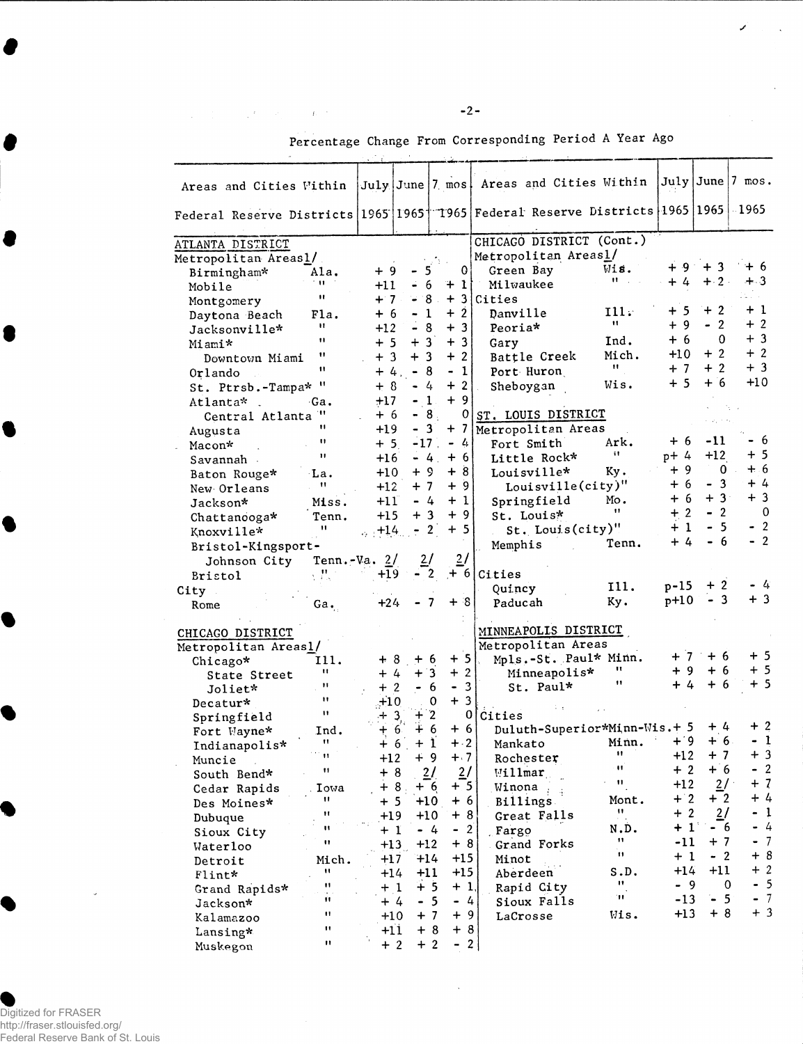Percentage Change From Corresponding Period A Year Ago

| Areas and Cities Within Federal Reserve Districts | | July 1965 | June 1965 | 7 mos. 1965 |
|---|---|---|---|---|
| **ATLANTA DISTRICT** | | | | |
| Metropolitan Areas1/ | | | | |
| Birmingham* | Ala. | + 9 | - 5 | 0 |
| Mobile | " | +11 | - 6 | + 1 |
| Montgomery | " | + 7 | - 8 | + 3 |
| Daytona Beach | Fla. | + 6 | - 1 | + 2 |
| Jacksonville* | " | +12 | - 8 | + 3 |
| Miami* | " | + 5 | + 3 | + 3 |
| Downtown Miami | " | + 3 | + 3 | + 2 |
| Orlando | " | + 4 | - 8 | - 1 |
| St. Ptrsb.-Tampa* | " | + 8 | - 4 | + 2 |
| Atlanta* | Ga. | +17 | - 1 | + 9 |
| Central Atlanta | " | + 6 | - 8 | 0 |
| Augusta | " | +19 | - 3 | + 7 |
| Macon* | " | + 5 | -17 | - 4 |
| Savannah | " | +16 | - 4 | + 6 |
| Baton Rouge* | La. | +10 | + 9 | + 8 |
| New Orleans | " | +12 | + 7 | + 9 |
| Jackson* | Miss. | +11 | - 4 | + 1 |
| Chattanooga* | Tenn. | +15 | + 3 | + 9 |
| Knoxville* | " | +14 | - 2 | + 5 |
| Bristol-Kingsport-Johnson City | Tenn.-Va. | 2/ | 2/ | 2/ |
| Bristol | " | +19 | - 2 | + 6 |
| City | | | | |
| Rome | Ga. | +24 | - 7 | + 8 |
| **CHICAGO DISTRICT** | | | | |
| Metropolitan Areas1/ | | | | |
| Chicago* | Ill. | + 8 | + 6 | + 5 |
| State Street | " | + 4 | + 3 | + 2 |
| Joliet* | " | + 2 | - 6 | - 3 |
| Decatur* | " | +10 | 0 | + 3 |
| Springfield | " | + 3 | + 2 | 0 |
| Fort Wayne* | Ind. | + 6 | + 6 | + 6 |
| Indianapolis* | " | + 6 | + 1 | + 2 |
| Muncie | " | +12 | + 9 | + 7 |
| South Bend* | " | + 8 | 2/ | 2/ |
| Cedar Rapids | Iowa | + 8 | + 6 | + 5 |
| Des Moines* | " | + 5 | +10 | + 6 |
| Dubuque | " | +19 | +10 | + 8 |
| Sioux City | " | + 1 | - 4 | - 2 |
| Waterloo | " | +13 | +12 | + 8 |
| Detroit | Mich. | +17 | +14 | +15 |
| Flint* | " | +14 | +11 | +15 |
| Grand Rapids* | " | + 1 | + 5 | + 1 |
| Jackson* | " | + 4 | - 5 | - 4 |
| Kalamazoo | " | +10 | + 7 | + 9 |
| Lansing* | " | +11 | + 8 | + 8 |
| Muskegon | " | + 2 | + 2 | - 2 |
| **CHICAGO DISTRICT (Cont.)** | | | | |
| Metropolitan Areas1/ | | | | |
| Green Bay | Wis. | + 9 | + 3 | + 6 |
| Milwaukee | " | + 4 | + 2 | + 3 |
| Cities | | | | |
| Danville | Ill. | + 5 | + 2 | + 1 |
| Peoria* | " | + 9 | - 2 | + 2 |
| Gary | Ind. | + 6 | 0 | + 3 |
| Battle Creek | Mich. | +10 | + 2 | + 2 |
| Port Huron | " | + 7 | + 2 | + 3 |
| Sheboygan | Wis. | + 5 | + 6 | +10 |
| **ST. LOUIS DISTRICT** | | | | |
| Metropolitan Areas | | | | |
| Fort Smith | Ark. | + 6 | -11 | - 6 |
| Little Rock* | " | p+ 4 | +12 | + 5 |
| Louisville* | Ky. | + 9 | 0 | + 6 |
| Louisville(city) | " | + 6 | - 3 | + 4 |
| Springfield | Mo. | + 6 | + 3 | + 3 |
| St. Louis* | " | + 2 | - 2 | 0 |
| St. Louis(city) | " | + 1 | - 5 | - 2 |
| Memphis | Tenn. | + 4 | - 6 | - 2 |
| Cities | | | | |
| Quincy | Ill. | p-15 | + 2 | - 4 |
| Paducah | Ky. | p+10 | - 3 | + 3 |
| **MINNEAPOLIS DISTRICT** | | | | |
| Metropolitan Areas | | | | |
| Mpls.-St. Paul* | Minn. | + 7 | + 6 | + 5 |
| Minneapolis* | " | + 9 | + 6 | + 5 |
| St. Paul* | " | + 4 | + 6 | + 5 |
| Cities | | | | |
| Duluth-Superior* | Minn-Wis. | + 5 | + 4 | + 2 |
| Mankato | Minn. | + 9 | + 6 | - 1 |
| Rochester | " | +12 | + 7 | + 3 |
| Willmar | " | + 2 | + 6 | - 2 |
| Winona | " | +12 | 2/ | + 7 |
| Billings | Mont. | + 2 | + 2 | + 4 |
| Great Falls | " | + 2 | 2/ | - 1 |
| Fargo | N.D. | + 1 | - 6 | - 4 |
| Grand Forks | " | -11 | + 7 | - 7 |
| Minot | " | + 1 | - 2 | + 8 |
| Aberdeen | S.D. | +14 | +11 | + 2 |
| Rapid City | " | - 9 | 0 | - 5 |
| Sioux Falls | " | -13 | - 5 | - 7 |
| LaCrosse | Wis. | +13 | + 8 | + 3 |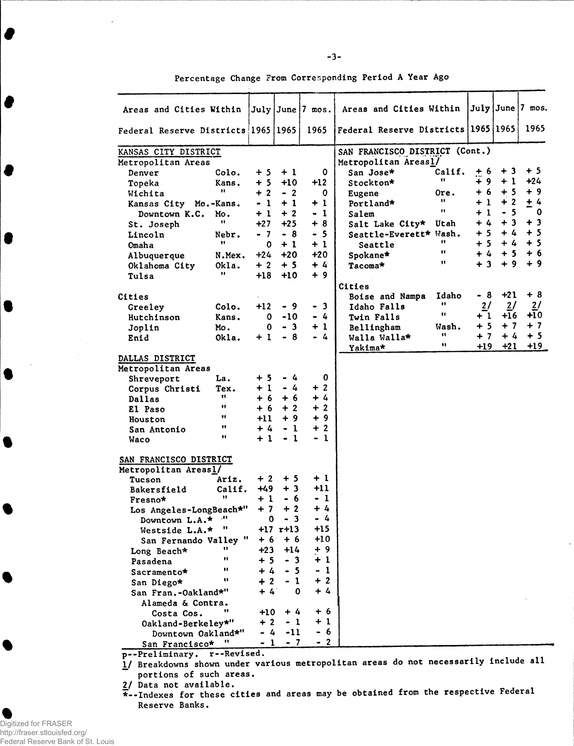Percentage Change From Corresponding Period A Year Ago

| Areas and Cities Within Federal Reserve Districts | | July 1965 | June 1965 | 7 mos. 1965 |
|---|---|---|---|---|
| **KANSAS CITY DISTRICT** | | | | |
| Metropolitan Areas | | | | |
| Denver | Colo. | + 5 | + 1 | 0 |
| Topeka | Kans. | + 5 | +10 | +12 |
| Wichita | " | + 2 | - 2 | 0 |
| Kansas City | Mo.-Kans. | - 1 | + 1 | + 1 |
| Downtown K.C. | Mo. | + 1 | + 2 | - 1 |
| St. Joseph | " | +27 | +25 | + 8 |
| Lincoln | Nebr. | - 7 | - 8 | - 5 |
| Omaha | " | 0 | + 1 | + 1 |
| Albuquerque | N.Mex. | +24 | +20 | +20 |
| Oklahoma City | Okla. | + 2 | + 5 | + 4 |
| Tulsa | " | +18 | +10 | + 9 |
| Cities | | | | |
| Greeley | Colo. | +12 | - 9 | - 3 |
| Hutchinson | Kans. | 0 | -10 | - 4 |
| Joplin | Mo. | 0 | - 3 | + 1 |
| Enid | Okla. | + 1 | - 8 | - 4 |
| **DALLAS DISTRICT** | | | | |
| Metropolitan Areas | | | | |
| Shreveport | La. | + 5 | - 4 | 0 |
| Corpus Christi | Tex. | + 1 | - 4 | + 2 |
| Dallas | " | + 6 | + 6 | + 4 |
| El Paso | " | + 6 | + 2 | + 2 |
| Houston | " | +11 | + 9 | + 9 |
| San Antonio | " | + 4 | - 1 | + 2 |
| Waco | " | + 1 | - 1 | - 1 |
| **SAN FRANCISCO DISTRICT** | | | | |
| Metropolitan Areas1/ | | | | |
| Tucson | Ariz. | + 2 | + 5 | + 1 |
| Bakersfield | Calif. | +49 | + 3 | +11 |
| Fresno* | " | + 1 | - 6 | - 1 |
| Los Angeles-LongBeach* | " | + 7 | + 2 | + 4 |
| Downtown L.A.* | " | 0 | - 3 | - 4 |
| Westside L.A.* | " | +17 | r+13 | +15 |
| San Fernando Valley | " | + 6 | + 6 | +10 |
| Long Beach* | " | +23 | +14 | + 9 |
| Pasadena | " | + 5 | - 3 | + 1 |
| Sacramento* | " | + 4 | - 5 | - 1 |
| San Diego* | " | + 2 | - 1 | + 2 |
| San Fran.-Oakland* | " | + 4 | 0 | + 4 |
| Alameda & Contra. Costa Cos. | " | +10 | + 4 | + 6 |
| Oakland-Berkeley* | " | + 2 | - 1 | + 1 |
| Downtown Oakland* | " | - 4 | -11 | - 6 |
| San Francisco* | " | - 1 | - 7 | - 2 |
| **SAN FRANCISCO DISTRICT (Cont.)** | | | | |
| Metropolitan Areas1/ | | | | |
| San Jose* | Calif. | ± 6 | + 3 | + 5 |
| Stockton* | " | + 9 | + 1 | +24 |
| Eugene | Ore. | + 6 | + 5 | + 9 |
| Portland* | " | + 1 | + 2 | ± 4 |
| Salem | " | + 1 | - 5 | 0 |
| Salt Lake City* | Utah | + 4 | + 3 | + 3 |
| Seattle-Everett* | Wash. | + 5 | + 4 | + 5 |
| Seattle | " | + 5 | + 4 | + 5 |
| Spokane* | " | + 4 | + 5 | + 6 |
| Tacoma* | " | + 3 | + 9 | + 9 |
| Cities | | | | |
| Boise and Nampa | Idaho | - 8 | +21 | + 8 |
| Idaho Falls | " | 2/ | 2/ | 2/ |
| Twin Falls | " | + 1 | +16 | +10 |
| Bellingham | Wash. | + 5 | + 7 | + 7 |
| Walla Walla* | " | + 7 | + 4 | + 5 |
| Yakima* | " | +19 | +21 | +19 |

p--Preliminary. r--Revised.

1/ Breakdowns shown under various metropolitan areas do not necessarily include all portions of such areas.

2/ Data not available.

*--Indexes for these cities and areas may be obtained from the respective Federal Reserve Banks.